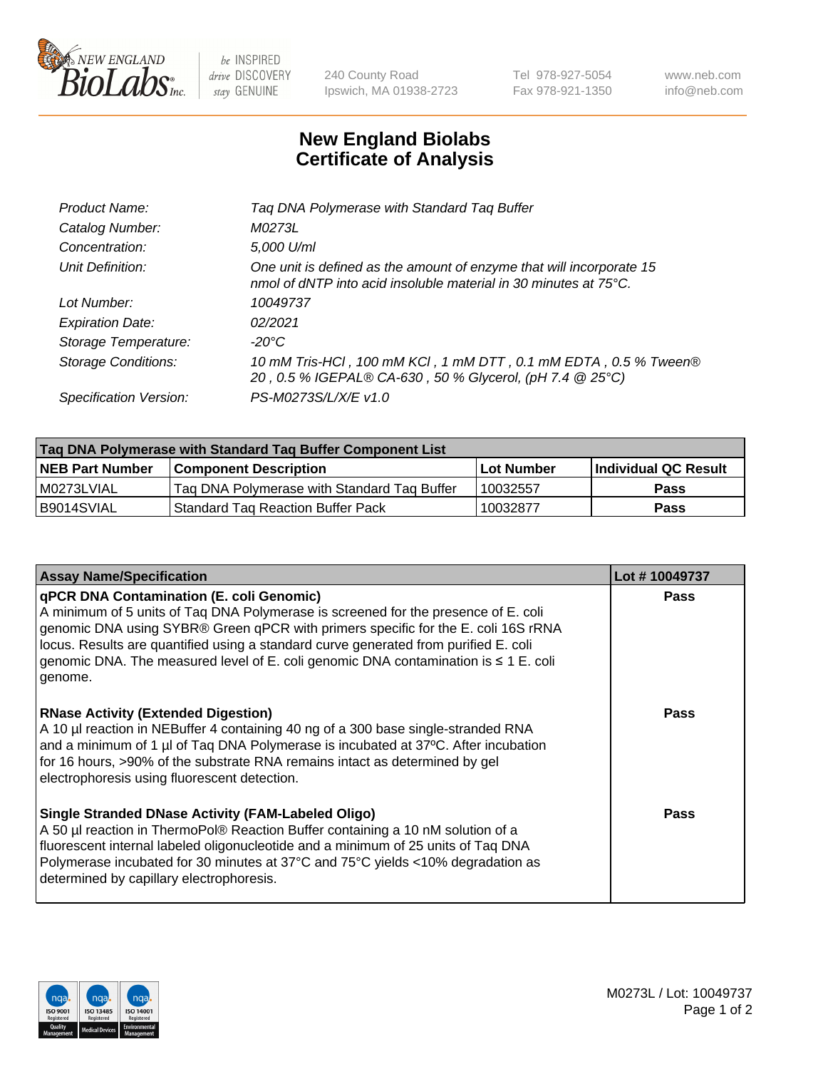New England BioLabs Inc. — be INSPIRED drive DISCOVERY stay GENUINE

240 County Road
Ipswich, MA 01938-2723

Tel 978-927-5054
Fax 978-921-1350

www.neb.com
info@neb.com

# New England Biolabs Certificate of Analysis

| | |
|---|---|
| *Product Name:* | *Taq DNA Polymerase with Standard Taq Buffer* |
| *Catalog Number:* | *M0273L* |
| *Concentration:* | *5,000 U/ml* |
| *Unit Definition:* | *One unit is defined as the amount of enzyme that will incorporate 15 nmol of dNTP into acid insoluble material in 30 minutes at 75°C.* |
| *Lot Number:* | *10049737* |
| *Expiration Date:* | *02/2021* |
| *Storage Temperature:* | *-20°C* |
| *Storage Conditions:* | *10 mM Tris-HCl , 100 mM KCl , 1 mM DTT , 0.1 mM EDTA , 0.5 % Tween® 20 , 0.5 % IGEPAL® CA-630 , 50 % Glycerol, (pH 7.4 @ 25°C)* |
| *Specification Version:* | *PS-M0273S/L/X/E v1.0* |

| Taq DNA Polymerase with Standard Taq Buffer Component List | | | |
|---|---|---|---|
| **NEB Part Number** | **Component Description** | **Lot Number** | **Individual QC Result** |
| M0273LVIAL | Taq DNA Polymerase with Standard Taq Buffer | 10032557 | **Pass** |
| B9014SVIAL | Standard Taq Reaction Buffer Pack | 10032877 | **Pass** |

| Assay Name/Specification | Lot # 10049737 |
|---|---|
| **qPCR DNA Contamination (E. coli Genomic)** A minimum of 5 units of Taq DNA Polymerase is screened for the presence of E. coli genomic DNA using SYBR® Green qPCR with primers specific for the E. coli 16S rRNA locus. Results are quantified using a standard curve generated from purified E. coli genomic DNA. The measured level of E. coli genomic DNA contamination is ≤ 1 E. coli genome. | **Pass** |
| **RNase Activity (Extended Digestion)** A 10 µl reaction in NEBuffer 4 containing 40 ng of a 300 base single-stranded RNA and a minimum of 1 µl of Taq DNA Polymerase is incubated at 37ºC. After incubation for 16 hours, >90% of the substrate RNA remains intact as determined by gel electrophoresis using fluorescent detection. | **Pass** |
| **Single Stranded DNase Activity (FAM-Labeled Oligo)** A 50 µl reaction in ThermoPol® Reaction Buffer containing a 10 nM solution of a fluorescent internal labeled oligonucleotide and a minimum of 25 units of Taq DNA Polymerase incubated for 30 minutes at 37°C and 75°C yields <10% degradation as determined by capillary electrophoresis. | **Pass** |

M0273L / Lot: 10049737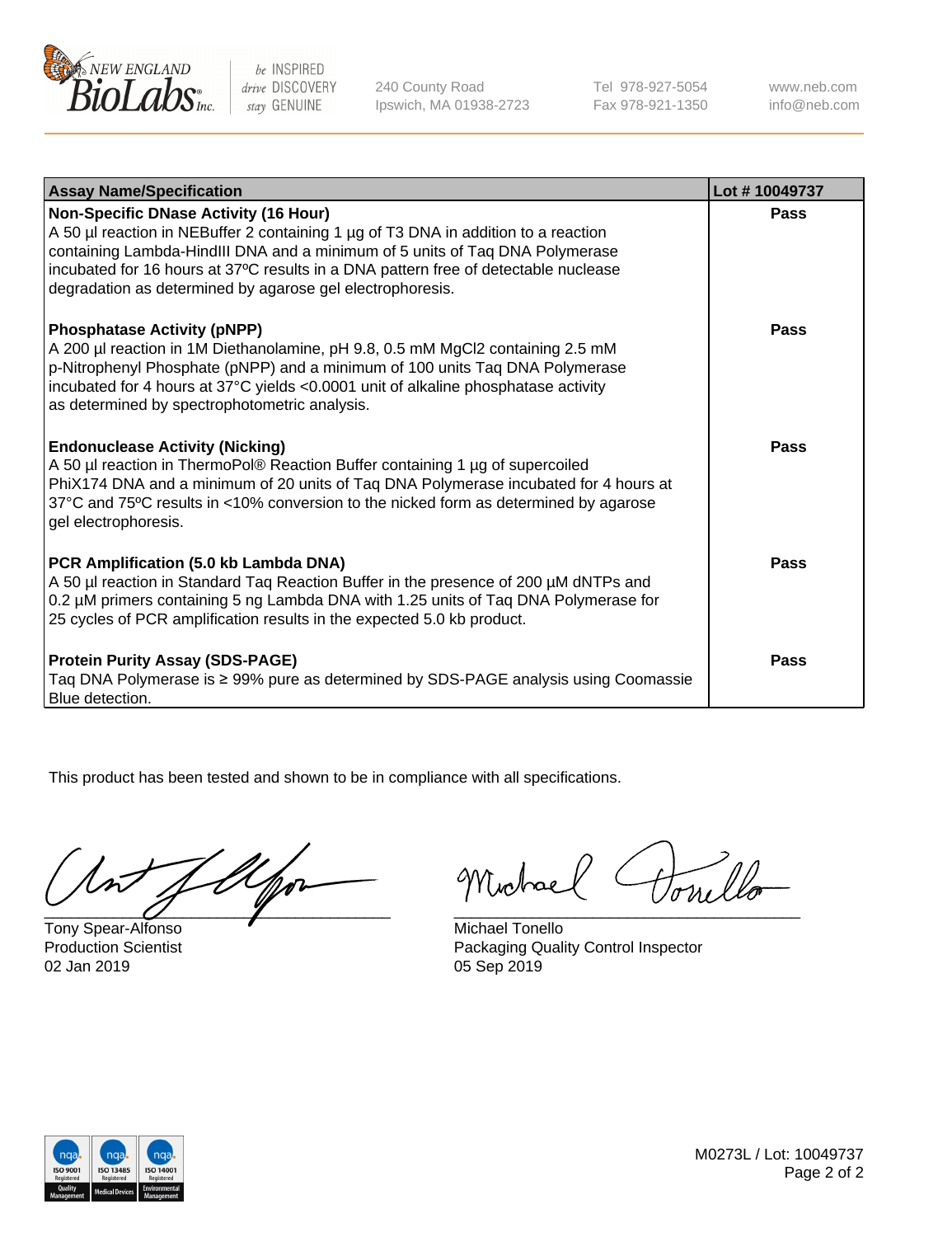be INSPIRED
drive DISCOVERY
stay GENUINE

240 County Road
Ipswich, MA 01938-2723

Tel 978-927-5054
Fax 978-921-1350

www.neb.com
info@neb.com

| Assay Name/Specification | Lot # 10049737 |
|---|---|
| **Non-Specific DNase Activity (16 Hour)**<br>A 50 µl reaction in NEBuffer 2 containing 1 µg of T3 DNA in addition to a reaction containing Lambda-HindIII DNA and a minimum of 5 units of Taq DNA Polymerase incubated for 16 hours at 37ºC results in a DNA pattern free of detectable nuclease degradation as determined by agarose gel electrophoresis. | **Pass** |
| **Phosphatase Activity (pNPP)**<br>A 200 µl reaction in 1M Diethanolamine, pH 9.8, 0.5 mM $MgCl_2$ containing 2.5 mM p-Nitrophenyl Phosphate (pNPP) and a minimum of 100 units Taq DNA Polymerase incubated for 4 hours at 37°C yields <0.0001 unit of alkaline phosphatase activity as determined by spectrophotometric analysis. | **Pass** |
| **Endonuclease Activity (Nicking)**<br>A 50 µl reaction in ThermoPol® Reaction Buffer containing 1 µg of supercoiled PhiX174 DNA and a minimum of 20 units of Taq DNA Polymerase incubated for 4 hours at 37°C and 75ºC results in <10% conversion to the nicked form as determined by agarose gel electrophoresis. | **Pass** |
| **PCR Amplification (5.0 kb Lambda DNA)**<br>A 50 µl reaction in Standard Taq Reaction Buffer in the presence of 200 µM dNTPs and 0.2 µM primers containing 5 ng Lambda DNA with 1.25 units of Taq DNA Polymerase for 25 cycles of PCR amplification results in the expected 5.0 kb product. | **Pass** |
| **Protein Purity Assay (SDS-PAGE)**<br>Taq DNA Polymerase is ≥ 99% pure as determined by SDS-PAGE analysis using Coomassie Blue detection. | **Pass** |

This product has been tested and shown to be in compliance with all specifications.

Tony Spear-Alfonso
Production Scientist
02 Jan 2019

Michael Tonello
Packaging Quality Control Inspector
05 Sep 2019

M0273L / Lot: 10049737